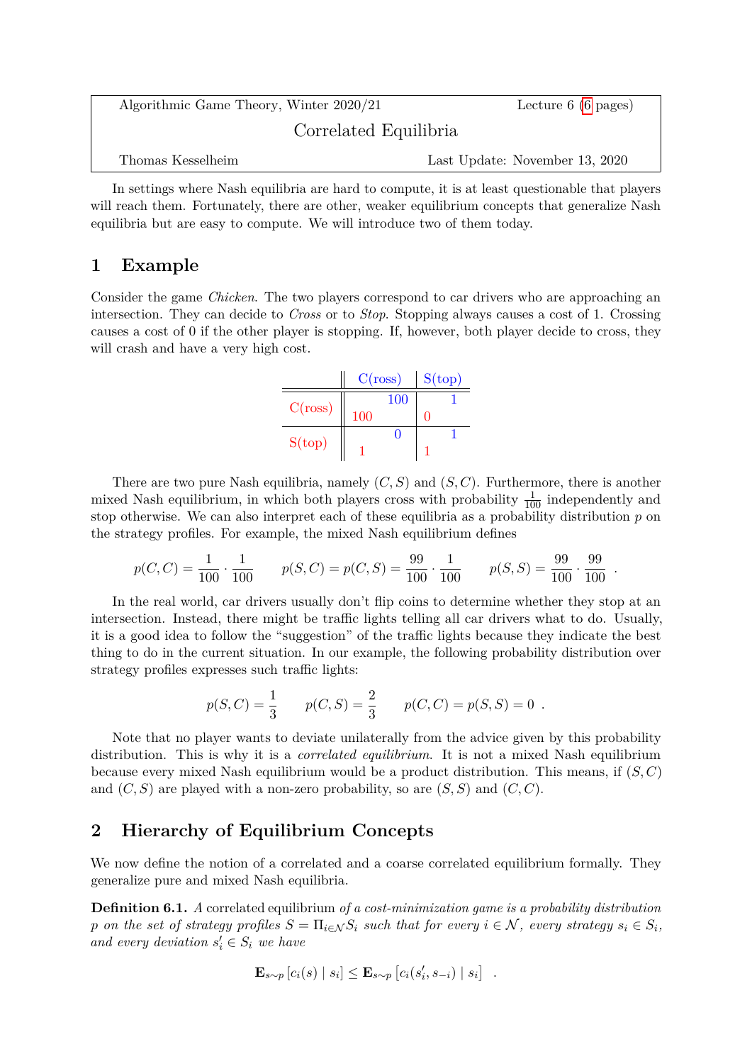| Algorithmic Game Theory, Winter 2020/21 | Lecture 6 (6 pages) |
|---|---|
| Correlated Equilibria | |
| Thomas Kesselheim | Last Update: November 13, 2020 |

In settings where Nash equilibria are hard to compute, it is at least questionable that players will reach them. Fortunately, there are other, weaker equilibrium concepts that generalize Nash equilibria but are easy to compute. We will introduce two of them today.

## 1 Example

Consider the game *Chicken*. The two players correspond to car drivers who are approaching an intersection. They can decide to *Cross* or to *Stop*. Stopping always causes a cost of 1. Crossing causes a cost of 0 if the other player is stopping. If, however, both player decide to cross, they will crash and have a very high cost.

| | C(ross) | S(top) |
|---|---|---|
| C(ross) | 100, 100 | 0, 1 |
| S(top) | 1, 0 | 1, 1 |

There are two pure Nash equilibria, namely $(C, S)$ and $(S, C)$. Furthermore, there is another mixed Nash equilibrium, in which both players cross with probability $\frac{1}{100}$ independently and stop otherwise. We can also interpret each of these equilibria as a probability distribution $p$ on the strategy profiles. For example, the mixed Nash equilibrium defines

$$p(C, C) = \frac{1}{100} \cdot \frac{1}{100} \qquad p(S, C) = p(C, S) = \frac{99}{100} \cdot \frac{1}{100} \qquad p(S, S) = \frac{99}{100} \cdot \frac{99}{100} \ .$$

In the real world, car drivers usually don't flip coins to determine whether they stop at an intersection. Instead, there might be traffic lights telling all car drivers what to do. Usually, it is a good idea to follow the "suggestion" of the traffic lights because they indicate the best thing to do in the current situation. In our example, the following probability distribution over strategy profiles expresses such traffic lights:

$$p(S, C) = \frac{1}{3} \qquad p(C, S) = \frac{2}{3} \qquad p(C, C) = p(S, S) = 0 \ .$$

Note that no player wants to deviate unilaterally from the advice given by this probability distribution. This is why it is a *correlated equilibrium*. It is not a mixed Nash equilibrium because every mixed Nash equilibrium would be a product distribution. This means, if $(S, C)$ and $(C, S)$ are played with a non-zero probability, so are $(S, S)$ and $(C, C)$.

## 2 Hierarchy of Equilibrium Concepts

We now define the notion of a correlated and a coarse correlated equilibrium formally. They generalize pure and mixed Nash equilibria.

**Definition 6.1.** *A* correlated equilibrium *of a cost-minimization game is a probability distribution $p$ on the set of strategy profiles $S = \Pi_{i \in \mathcal{N}} S_i$ such that for every $i \in \mathcal{N}$, every strategy $s_i \in S_i$, and every deviation $s'_i \in S_i$ we have*

$$\mathbf{E}_{s \sim p} \left[ c_i(s) \mid s_i \right] \leq \mathbf{E}_{s \sim p} \left[ c_i(s'_i, s_{-i}) \mid s_i \right] \ .$$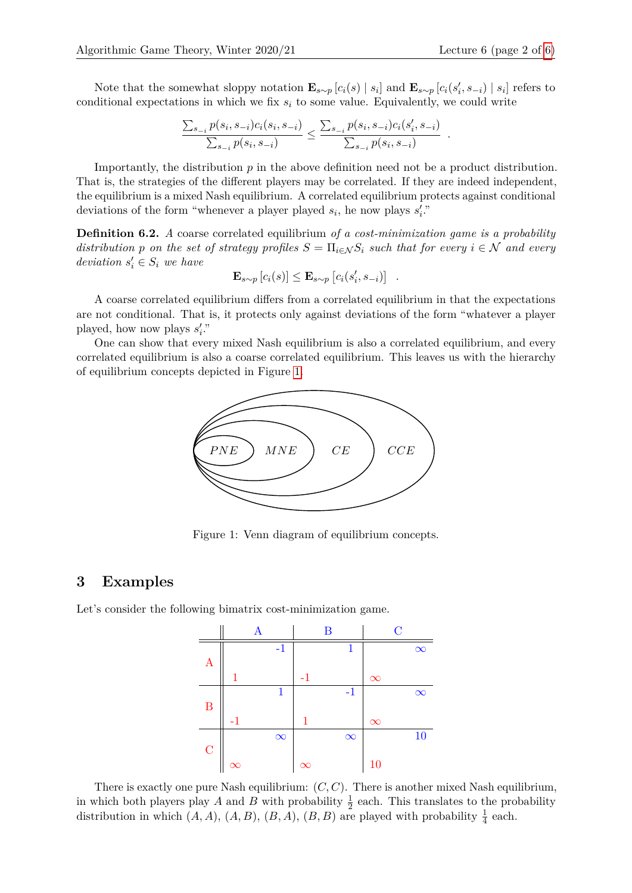Note that the somewhat sloppy notation $\mathbf{E}_{s\sim p}\left[c_i(s) \mid s_i\right]$ and $\mathbf{E}_{s\sim p}\left[c_i(s'_i, s_{-i}) \mid s_i\right]$ refers to conditional expectations in which we fix $s_i$ to some value. Equivalently, we could write

$$\frac{\sum_{s_{-i}} p(s_i, s_{-i}) c_i(s_i, s_{-i})}{\sum_{s_{-i}} p(s_i, s_{-i})} \leq \frac{\sum_{s_{-i}} p(s_i, s_{-i}) c_i(s'_i, s_{-i})}{\sum_{s_{-i}} p(s_i, s_{-i})} \quad .$$

Importantly, the distribution $p$ in the above definition need not be a product distribution. That is, the strategies of the different players may be correlated. If they are indeed independent, the equilibrium is a mixed Nash equilibrium. A correlated equilibrium protects against conditional deviations of the form "whenever a player played $s_i$, he now plays $s'_i$."

**Definition 6.2.** *A* coarse correlated equilibrium *of a cost-minimization game is a probability distribution $p$ on the set of strategy profiles $S = \Pi_{i\in\mathcal{N}} S_i$ such that for every $i \in \mathcal{N}$ and every deviation $s'_i \in S_i$ we have*

$$\mathbf{E}_{s\sim p}\left[c_i(s)\right] \leq \mathbf{E}_{s\sim p}\left[c_i(s'_i, s_{-i})\right] \quad .$$

A coarse correlated equilibrium differs from a correlated equilibrium in that the expectations are not conditional. That is, it protects only against deviations of the form "whatever a player played, how now plays $s'_i$."

One can show that every mixed Nash equilibrium is also a correlated equilibrium, and every correlated equilibrium is also a coarse correlated equilibrium. This leaves us with the hierarchy of equilibrium concepts depicted in Figure 1.

$PNE \subseteq MNE \subseteq CE \subseteq CCE$

Figure 1: Venn diagram of equilibrium concepts.

## 3 Examples

Let's consider the following bimatrix cost-minimization game.

| | A | B | C |
|---|---|---|---|
| **A** | 1, -1 | -1, 1 | $\infty$, $\infty$ |
| **B** | -1, 1 | 1, -1 | $\infty$, $\infty$ |
| **C** | $\infty$, $\infty$ | $\infty$, $\infty$ | 10, 10 |

(In each cell, the first entry is the row player's cost and the second entry is the column player's cost.)

There is exactly one pure Nash equilibrium: $(C, C)$. There is another mixed Nash equilibrium, in which both players play $A$ and $B$ with probability $\frac{1}{2}$ each. This translates to the probability distribution in which $(A, A)$, $(A, B)$, $(B, A)$, $(B, B)$ are played with probability $\frac{1}{4}$ each.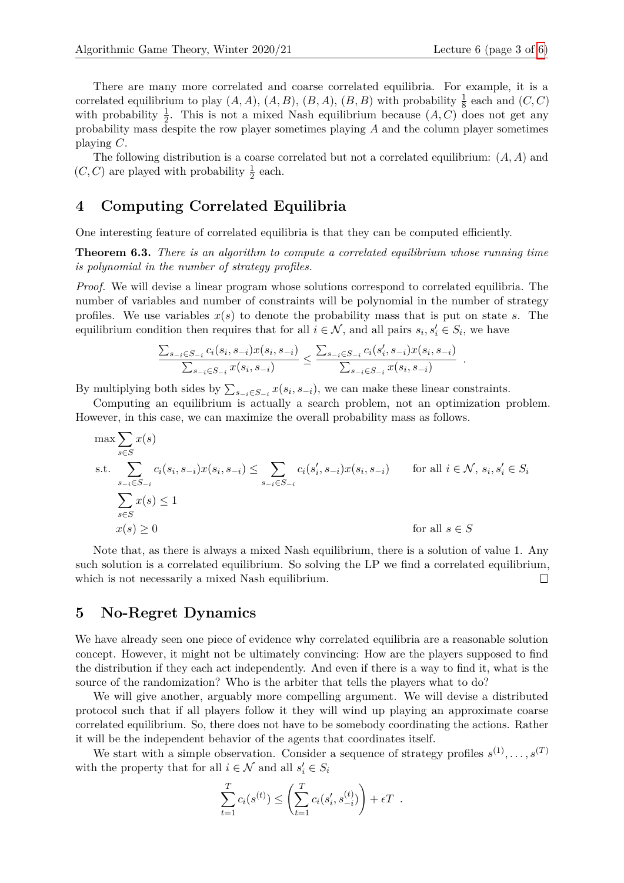There are many more correlated and coarse correlated equilibria. For example, it is a correlated equilibrium to play $(A, A)$, $(A, B)$, $(B, A)$, $(B, B)$ with probability $\frac{1}{8}$ each and $(C, C)$ with probability $\frac{1}{2}$. This is not a mixed Nash equilibrium because $(A, C)$ does not get any probability mass despite the row player sometimes playing $A$ and the column player sometimes playing $C$.

The following distribution is a coarse correlated but not a correlated equilibrium: $(A, A)$ and $(C, C)$ are played with probability $\frac{1}{2}$ each.

## 4 Computing Correlated Equilibria

One interesting feature of correlated equilibria is that they can be computed efficiently.

**Theorem 6.3.** *There is an algorithm to compute a correlated equilibrium whose running time is polynomial in the number of strategy profiles.*

*Proof.* We will devise a linear program whose solutions correspond to correlated equilibria. The number of variables and number of constraints will be polynomial in the number of strategy profiles. We use variables $x(s)$ to denote the probability mass that is put on state $s$. The equilibrium condition then requires that for all $i \in \mathcal{N}$, and all pairs $s_i, s_i' \in S_i$, we have

$$\frac{\sum_{s_{-i} \in S_{-i}} c_i(s_i, s_{-i}) x(s_i, s_{-i})}{\sum_{s_{-i} \in S_{-i}} x(s_i, s_{-i})} \leq \frac{\sum_{s_{-i} \in S_{-i}} c_i(s_i', s_{-i}) x(s_i, s_{-i})}{\sum_{s_{-i} \in S_{-i}} x(s_i, s_{-i})} .$$

By multiplying both sides by $\sum_{s_{-i} \in S_{-i}} x(s_i, s_{-i})$, we can make these linear constraints.

Computing an equilibrium is actually a search problem, not an optimization problem. However, in this case, we can maximize the overall probability mass as follows.

$$\begin{aligned}
\max \; & \sum_{s \in S} x(s) \\
\text{s.t.} \; & \sum_{s_{-i} \in S_{-i}} c_i(s_i, s_{-i}) x(s_i, s_{-i}) \leq \sum_{s_{-i} \in S_{-i}} c_i(s_i', s_{-i}) x(s_i, s_{-i}) && \text{for all } i \in \mathcal{N},\, s_i, s_i' \in S_i \\
& \sum_{s \in S} x(s) \leq 1 \\
& x(s) \geq 0 && \text{for all } s \in S
\end{aligned}$$

Note that, as there is always a mixed Nash equilibrium, there is a solution of value 1. Any such solution is a correlated equilibrium. So solving the LP we find a correlated equilibrium, which is not necessarily a mixed Nash equilibrium. □

## 5 No-Regret Dynamics

We have already seen one piece of evidence why correlated equilibria are a reasonable solution concept. However, it might not be ultimately convincing: How are the players supposed to find the distribution if they each act independently. And even if there is a way to find it, what is the source of the randomization? Who is the arbiter that tells the players what to do?

We will give another, arguably more compelling argument. We will devise a distributed protocol such that if all players follow it they will wind up playing an approximate coarse correlated equilibrium. So, there does not have to be somebody coordinating the actions. Rather it will be the independent behavior of the agents that coordinates itself.

We start with a simple observation. Consider a sequence of strategy profiles $s^{(1)}, \ldots, s^{(T)}$ with the property that for all $i \in \mathcal{N}$ and all $s_i' \in S_i$

$$\sum_{t=1}^{T} c_i(s^{(t)}) \leq \left( \sum_{t=1}^{T} c_i(s_i', s_{-i}^{(t)}) \right) + \epsilon T .$$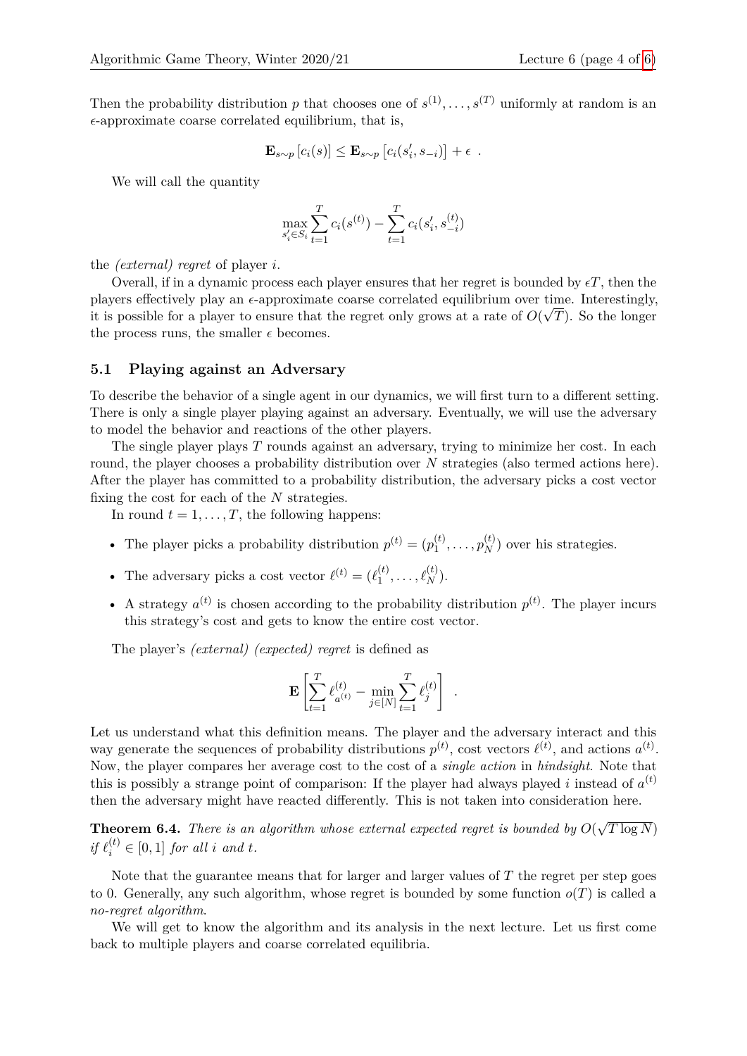Then the probability distribution $p$ that chooses one of $s^{(1)}, \ldots, s^{(T)}$ uniformly at random is an $\epsilon$-approximate coarse correlated equilibrium, that is,

$$\mathbf{E}_{s \sim p}\left[c_i(s)\right] \leq \mathbf{E}_{s \sim p}\left[c_i(s'_i, s_{-i})\right] + \epsilon \ .$$

We will call the quantity

$$\max_{s'_i \in S_i} \sum_{t=1}^{T} c_i(s^{(t)}) - \sum_{t=1}^{T} c_i(s'_i, s_{-i}^{(t)})$$

the *(external) regret* of player $i$.

Overall, if in a dynamic process each player ensures that her regret is bounded by $\epsilon T$, then the players effectively play an $\epsilon$-approximate coarse correlated equilibrium over time. Interestingly, it is possible for a player to ensure that the regret only grows at a rate of $O(\sqrt{T})$. So the longer the process runs, the smaller $\epsilon$ becomes.

### 5.1 Playing against an Adversary

To describe the behavior of a single agent in our dynamics, we will first turn to a different setting. There is only a single player playing against an adversary. Eventually, we will use the adversary to model the behavior and reactions of the other players.

The single player plays $T$ rounds against an adversary, trying to minimize her cost. In each round, the player chooses a probability distribution over $N$ strategies (also termed actions here). After the player has committed to a probability distribution, the adversary picks a cost vector fixing the cost for each of the $N$ strategies.

In round $t = 1, \ldots, T$, the following happens:

- The player picks a probability distribution $p^{(t)} = (p_1^{(t)}, \ldots, p_N^{(t)})$ over his strategies.
- The adversary picks a cost vector $\ell^{(t)} = (\ell_1^{(t)}, \ldots, \ell_N^{(t)})$.
- A strategy $a^{(t)}$ is chosen according to the probability distribution $p^{(t)}$. The player incurs this strategy's cost and gets to know the entire cost vector.

The player's *(external) (expected) regret* is defined as

$$\mathbf{E}\left[\sum_{t=1}^{T} \ell_{a^{(t)}}^{(t)} - \min_{j \in [N]} \sum_{t=1}^{T} \ell_j^{(t)}\right] \ .$$

Let us understand what this definition means. The player and the adversary interact and this way generate the sequences of probability distributions $p^{(t)}$, cost vectors $\ell^{(t)}$, and actions $a^{(t)}$. Now, the player compares her average cost to the cost of a *single action* in *hindsight*. Note that this is possibly a strange point of comparison: If the player had always played $i$ instead of $a^{(t)}$ then the adversary might have reacted differently. This is not taken into consideration here.

**Theorem 6.4.** *There is an algorithm whose external expected regret is bounded by $O(\sqrt{T \log N})$ if $\ell_i^{(t)} \in [0, 1]$ for all $i$ and $t$.*

Note that the guarantee means that for larger and larger values of $T$ the regret per step goes to 0. Generally, any such algorithm, whose regret is bounded by some function $o(T)$ is called a *no-regret algorithm*.

We will get to know the algorithm and its analysis in the next lecture. Let us first come back to multiple players and coarse correlated equilibria.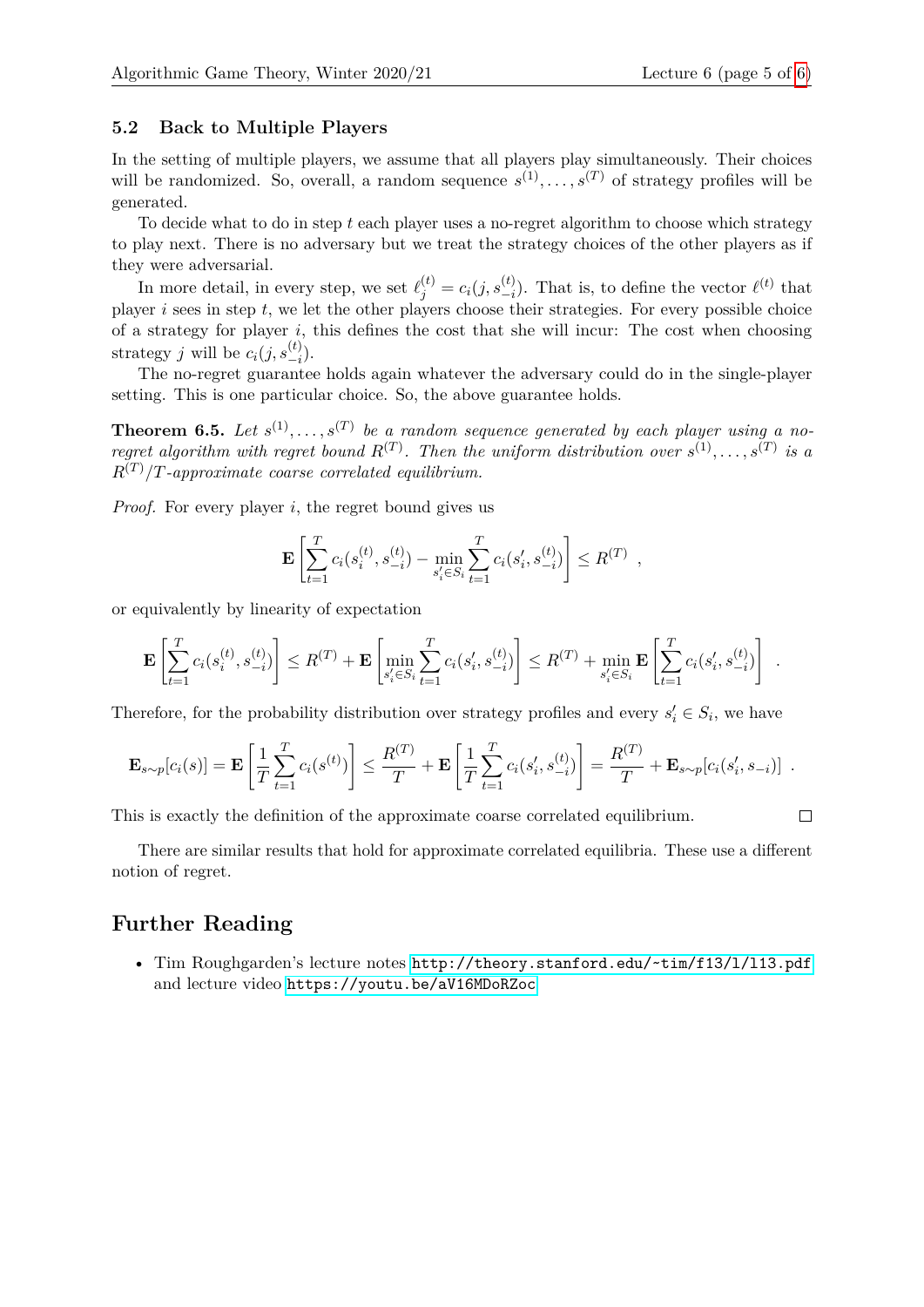### 5.2 Back to Multiple Players

In the setting of multiple players, we assume that all players play simultaneously. Their choices will be randomized. So, overall, a random sequence $s^{(1)}, \ldots, s^{(T)}$ of strategy profiles will be generated.

To decide what to do in step $t$ each player uses a no-regret algorithm to choose which strategy to play next. There is no adversary but we treat the strategy choices of the other players as if they were adversarial.

In more detail, in every step, we set $\ell_j^{(t)} = c_i(j, s_{-i}^{(t)})$. That is, to define the vector $\ell^{(t)}$ that player $i$ sees in step $t$, we let the other players choose their strategies. For every possible choice of a strategy for player $i$, this defines the cost that she will incur: The cost when choosing strategy $j$ will be $c_i(j, s_{-i}^{(t)})$.

The no-regret guarantee holds again whatever the adversary could do in the single-player setting. This is one particular choice. So, the above guarantee holds.

**Theorem 6.5.** *Let $s^{(1)}, \ldots, s^{(T)}$ be a random sequence generated by each player using a no-regret algorithm with regret bound $R^{(T)}$. Then the uniform distribution over $s^{(1)}, \ldots, s^{(T)}$ is a $R^{(T)}/T$-approximate coarse correlated equilibrium.*

*Proof.* For every player $i$, the regret bound gives us

$$\mathbf{E}\left[\sum_{t=1}^{T} c_i(s_i^{(t)}, s_{-i}^{(t)}) - \min_{s'_i \in S_i} \sum_{t=1}^{T} c_i(s'_i, s_{-i}^{(t)})\right] \leq R^{(T)} \enspace ,$$

or equivalently by linearity of expectation

$$\mathbf{E}\left[\sum_{t=1}^{T} c_i(s_i^{(t)}, s_{-i}^{(t)})\right] \leq R^{(T)} + \mathbf{E}\left[\min_{s'_i \in S_i} \sum_{t=1}^{T} c_i(s'_i, s_{-i}^{(t)})\right] \leq R^{(T)} + \min_{s'_i \in S_i} \mathbf{E}\left[\sum_{t=1}^{T} c_i(s'_i, s_{-i}^{(t)})\right] \enspace .$$

Therefore, for the probability distribution over strategy profiles and every $s'_i \in S_i$, we have

$$\mathbf{E}_{s \sim p}[c_i(s)] = \mathbf{E}\left[\frac{1}{T}\sum_{t=1}^{T} c_i(s^{(t)})\right] \leq \frac{R^{(T)}}{T} + \mathbf{E}\left[\frac{1}{T}\sum_{t=1}^{T} c_i(s'_i, s_{-i}^{(t)})\right] = \frac{R^{(T)}}{T} + \mathbf{E}_{s \sim p}[c_i(s'_i, s_{-i})] \enspace .$$

This is exactly the definition of the approximate coarse correlated equilibrium. □

There are similar results that hold for approximate correlated equilibria. These use a different notion of regret.

## Further Reading

- Tim Roughgarden's lecture notes http://theory.stanford.edu/~tim/f13/l/l13.pdf and lecture video https://youtu.be/aV16MDoRZoc